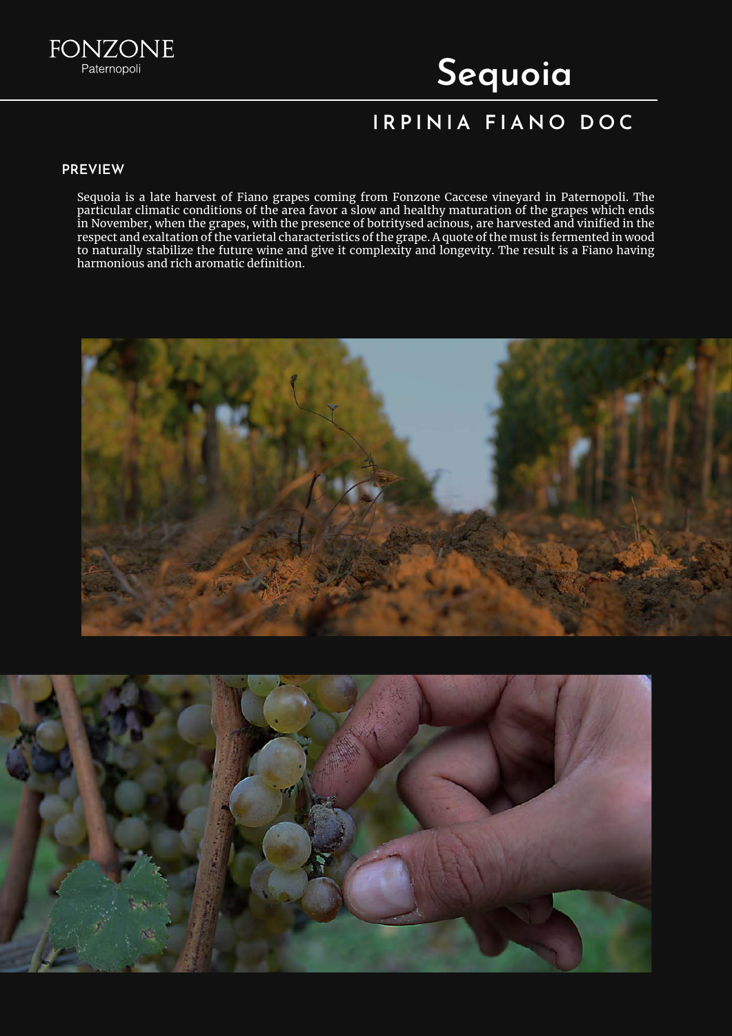FONZONE
Paternopoli

# Sequoia

## IRPINIA FIANO DOC

### PREVIEW

Sequoia is a late harvest of Fiano grapes coming from Fonzone Caccese vineyard in Paternopoli. The particular climatic conditions of the area favor a slow and healthy maturation of the grapes which ends in November, when the grapes, with the presence of botritysed acinous, are harvested and vinified in the respect and exaltation of the varietal characteristics of the grape. A quote of the must is fermented in wood to naturally stabilize the future wine and give it complexity and longevity. The result is a Fiano having harmonious and rich aromatic definition.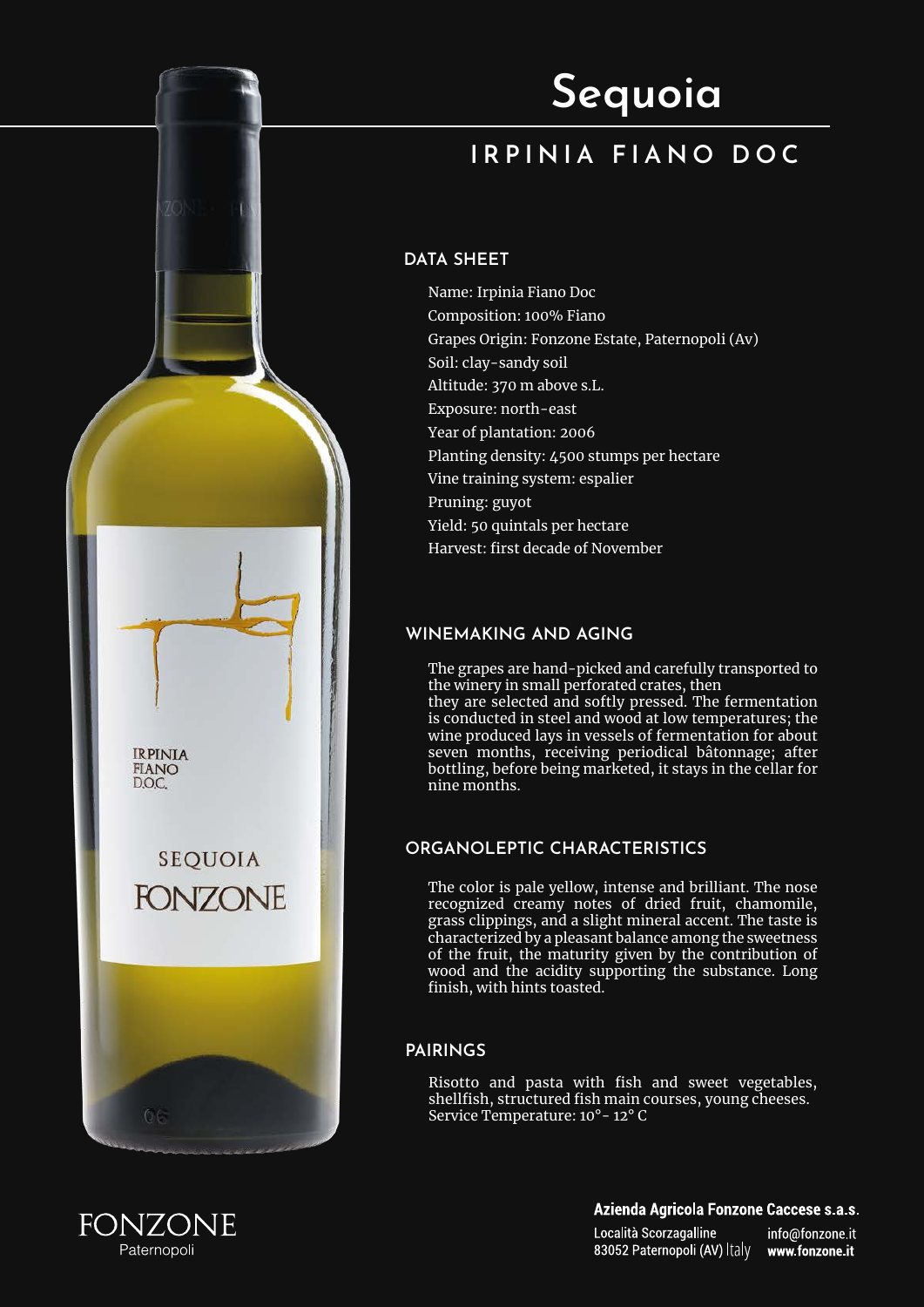# Sequoia

## IRPINIA FIANO DOC

### DATA SHEET

Name: Irpinia Fiano Doc
Composition: 100% Fiano
Grapes Origin: Fonzone Estate, Paternopoli (Av)
Soil: clay-sandy soil
Altitude: 370 m above s.L.
Exposure: north-east
Year of plantation: 2006
Planting density: 4500 stumps per hectare
Vine training system: espalier
Pruning: guyot
Yield: 50 quintals per hectare
Harvest: first decade of November

### WINEMAKING AND AGING

The grapes are hand-picked and carefully transported to the winery in small perforated crates, then they are selected and softly pressed. The fermentation is conducted in steel and wood at low temperatures; the wine produced lays in vessels of fermentation for about seven months, receiving periodical bâtonnage; after bottling, before being marketed, it stays in the cellar for nine months.

### ORGANOLEPTIC CHARACTERISTICS

The color is pale yellow, intense and brilliant. The nose recognized creamy notes of dried fruit, chamomile, grass clippings, and a slight mineral accent. The taste is characterized by a pleasant balance among the sweetness of the fruit, the maturity given by the contribution of wood and the acidity supporting the substance. Long finish, with hints toasted.

### PAIRINGS

Risotto and pasta with fish and sweet vegetables, shellfish, structured fish main courses, young cheeses.
Service Temperature: 10° - 12° C

FONZONE
Paternopoli

**Azienda Agricola Fonzone Caccese s.a.s.**
Località Scorzagalline
83052 Paternopoli (AV) Italy
info@fonzone.it
**www.fonzone.it**